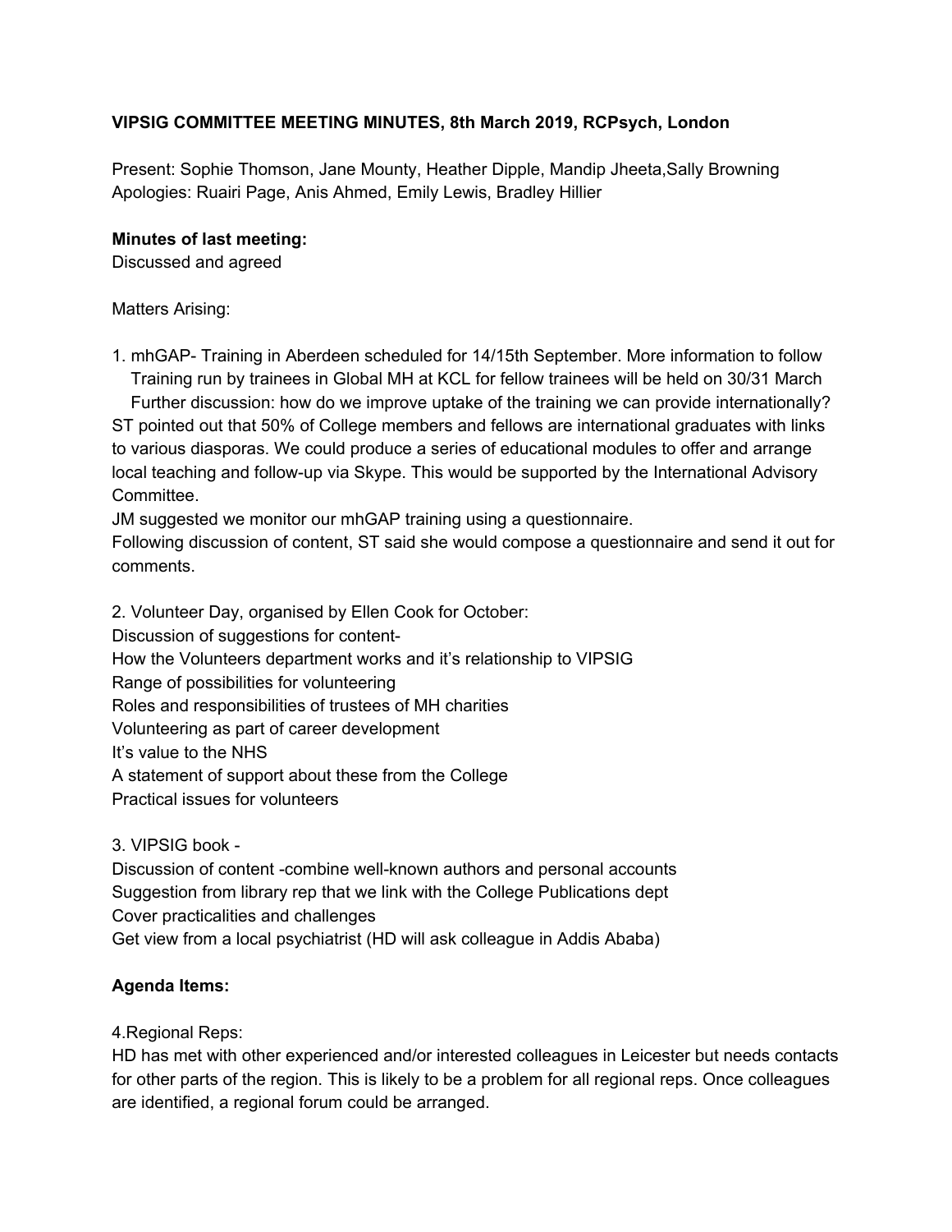**VIPSIG COMMITTEE MEETING MINUTES, 8th March 2019, RCPsych, London**

Present: Sophie Thomson, Jane Mounty, Heather Dipple, Mandip Jheeta,Sally Browning
Apologies: Ruairi Page, Anis Ahmed, Emily Lewis, Bradley Hillier

**Minutes of last meeting:**
Discussed and agreed

Matters Arising:

1. mhGAP- Training in Aberdeen scheduled for 14/15th September. More information to follow
   Training run by trainees in Global MH at KCL for fellow trainees will be held on 30/31 March
   Further discussion: how do we improve uptake of the training we can provide internationally?

ST pointed out that 50% of College members and fellows are international graduates with links to various diasporas. We could produce a series of educational modules to offer and arrange local teaching and follow-up via Skype. This would be supported by the International Advisory Committee.
JM suggested we monitor our mhGAP training using a questionnaire.
Following discussion of content, ST said she would compose a questionnaire and send it out for comments.

2. Volunteer Day, organised by Ellen Cook for October:
Discussion of suggestions for content-
How the Volunteers department works and it's relationship to VIPSIG
Range of possibilities for volunteering
Roles and responsibilities of trustees of MH charities
Volunteering as part of career development
It's value to the NHS
A statement of support about these from the College
Practical issues for volunteers

3. VIPSIG book -
Discussion of content -combine well-known authors and personal accounts
Suggestion from library rep that we link with the College Publications dept
Cover practicalities and challenges
Get view from a local psychiatrist (HD will ask colleague in Addis Ababa)

**Agenda Items:**

4.Regional Reps:
HD has met with other experienced and/or interested colleagues in Leicester but needs contacts for other parts of the region. This is likely to be a problem for all regional reps. Once colleagues are identified, a regional forum could be arranged.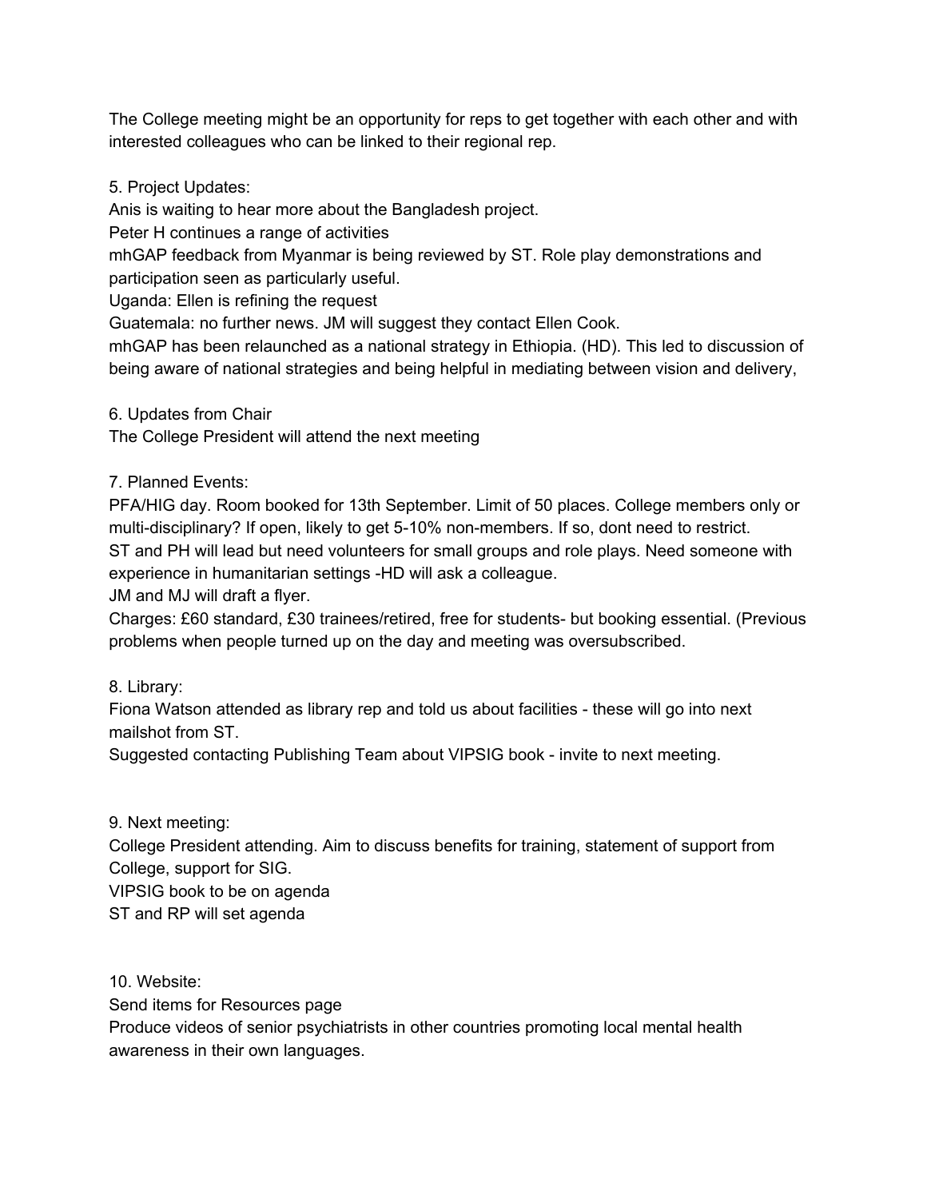The College meeting might be an opportunity for reps to get together with each other and with interested colleagues who can be linked to their regional rep.

5. Project Updates:
Anis is waiting to hear more about the Bangladesh project.
Peter H continues a range of activities
mhGAP feedback from Myanmar is being reviewed by ST. Role play demonstrations and participation seen as particularly useful.
Uganda: Ellen is refining the request
Guatemala: no further news. JM will suggest they contact Ellen Cook.
mhGAP has been relaunched as a national strategy in Ethiopia. (HD). This led to discussion of being aware of national strategies and being helpful in mediating between vision and delivery,

6. Updates from Chair
The College President will attend the next meeting

7. Planned Events:
PFA/HIG day. Room booked for 13th September. Limit of 50 places. College members only or multi-disciplinary? If open, likely to get 5-10% non-members. If so, dont need to restrict.
ST and PH will lead but need volunteers for small groups and role plays. Need someone with experience in humanitarian settings -HD will ask a colleague.
JM and MJ will draft a flyer.
Charges: £60 standard, £30 trainees/retired, free for students- but booking essential. (Previous problems when people turned up on the day and meeting was oversubscribed.

8. Library:
Fiona Watson attended as library rep and told us about facilities - these will go into next mailshot from ST.
Suggested contacting Publishing Team about VIPSIG book - invite to next meeting.

9. Next meeting:
College President attending. Aim to discuss benefits for training, statement of support from College, support for SIG.
VIPSIG book to be on agenda
ST and RP will set agenda

10. Website:
Send items for Resources page
Produce videos of senior psychiatrists in other countries promoting local mental health awareness in their own languages.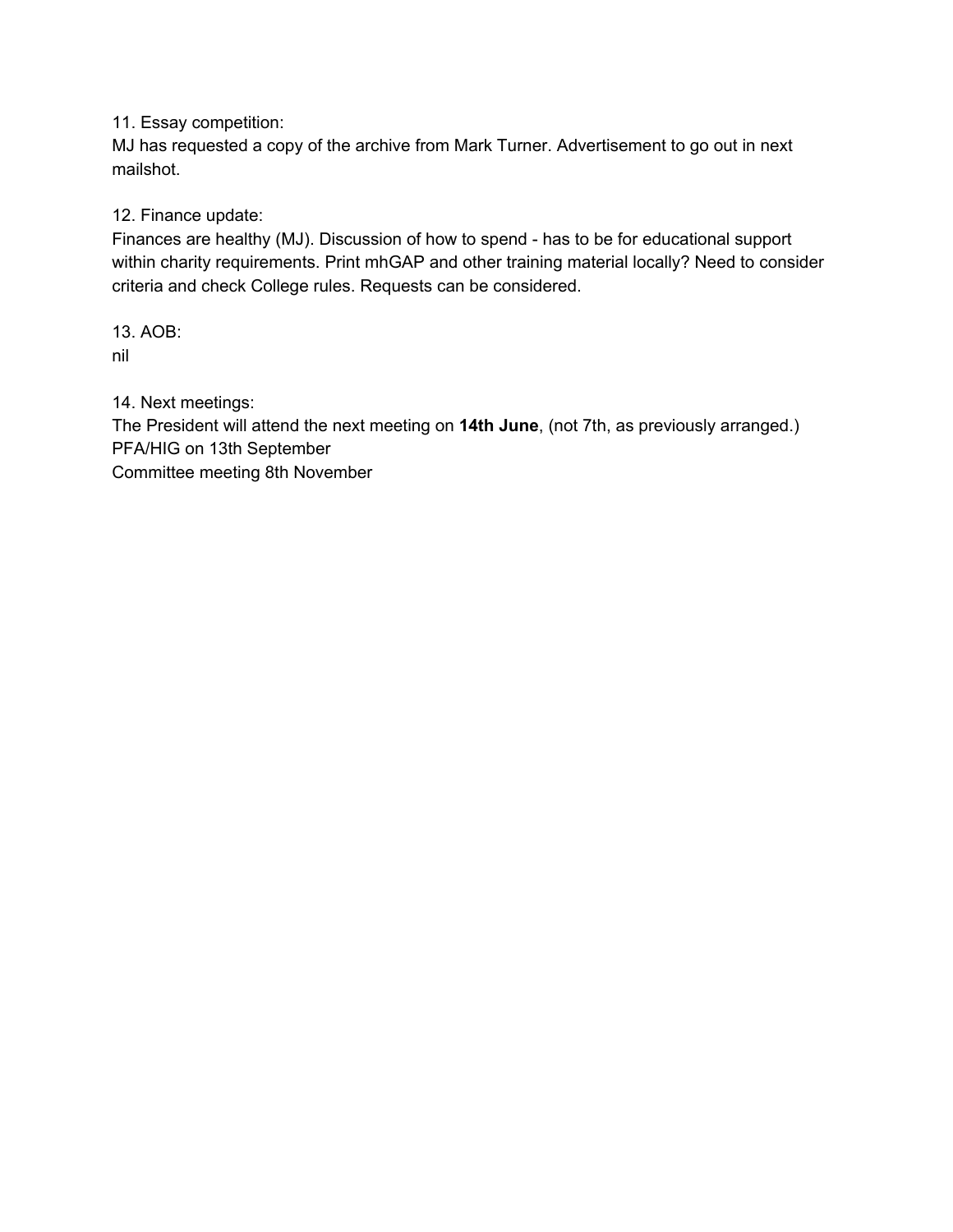11. Essay competition:
MJ has requested a copy of the archive from Mark Turner. Advertisement to go out in next mailshot.

12. Finance update:
Finances are healthy (MJ). Discussion of how to spend - has to be for educational support within charity requirements. Print mhGAP and other training material locally? Need to consider criteria and check College rules. Requests can be considered.

13. AOB:
nil

14. Next meetings:
The President will attend the next meeting on **14th June**, (not 7th, as previously arranged.)
PFA/HIG on 13th September
Committee meeting 8th November